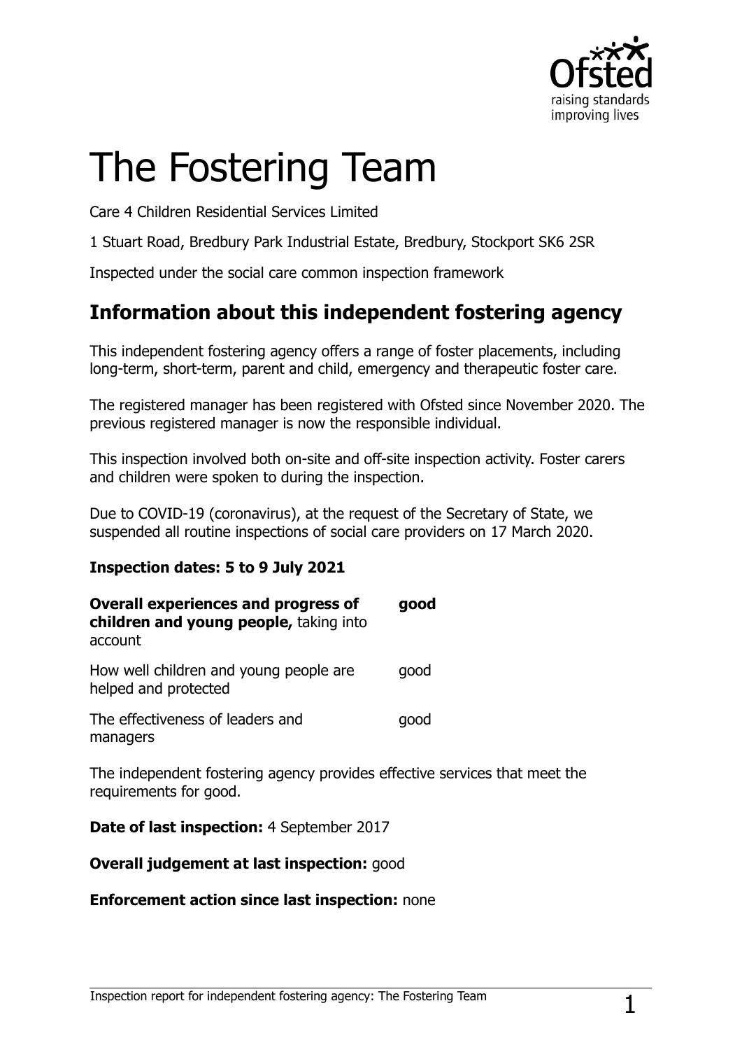# The Fostering Team

Care 4 Children Residential Services Limited

1 Stuart Road, Bredbury Park Industrial Estate, Bredbury, Stockport SK6 2SR

Inspected under the social care common inspection framework

## Information about this independent fostering agency

This independent fostering agency offers a range of foster placements, including long-term, short-term, parent and child, emergency and therapeutic foster care.

The registered manager has been registered with Ofsted since November 2020. The previous registered manager is now the responsible individual.

This inspection involved both on-site and off-site inspection activity. Foster carers and children were spoken to during the inspection.

Due to COVID-19 (coronavirus), at the request of the Secretary of State, we suspended all routine inspections of social care providers on 17 March 2020.

**Inspection dates: 5 to 9 July 2021**

| | |
|---|---|
| **Overall experiences and progress of children and young people,** taking into account | **good** |
| How well children and young people are helped and protected | good |
| The effectiveness of leaders and managers | good |

The independent fostering agency provides effective services that meet the requirements for good.

**Date of last inspection:** 4 September 2017

**Overall judgement at last inspection:** good

**Enforcement action since last inspection:** none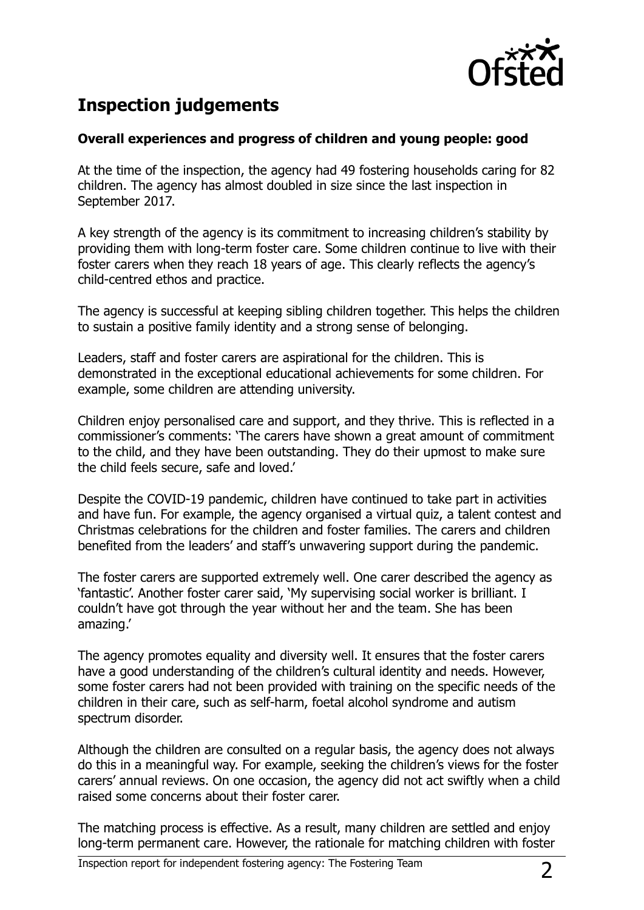## Inspection judgements

### Overall experiences and progress of children and young people: good

At the time of the inspection, the agency had 49 fostering households caring for 82 children. The agency has almost doubled in size since the last inspection in September 2017.

A key strength of the agency is its commitment to increasing children's stability by providing them with long-term foster care. Some children continue to live with their foster carers when they reach 18 years of age. This clearly reflects the agency's child-centred ethos and practice.

The agency is successful at keeping sibling children together. This helps the children to sustain a positive family identity and a strong sense of belonging.

Leaders, staff and foster carers are aspirational for the children. This is demonstrated in the exceptional educational achievements for some children. For example, some children are attending university.

Children enjoy personalised care and support, and they thrive. This is reflected in a commissioner's comments: 'The carers have shown a great amount of commitment to the child, and they have been outstanding. They do their upmost to make sure the child feels secure, safe and loved.'

Despite the COVID-19 pandemic, children have continued to take part in activities and have fun. For example, the agency organised a virtual quiz, a talent contest and Christmas celebrations for the children and foster families. The carers and children benefited from the leaders' and staff's unwavering support during the pandemic.

The foster carers are supported extremely well. One carer described the agency as 'fantastic'. Another foster carer said, 'My supervising social worker is brilliant. I couldn't have got through the year without her and the team. She has been amazing.'

The agency promotes equality and diversity well. It ensures that the foster carers have a good understanding of the children's cultural identity and needs. However, some foster carers had not been provided with training on the specific needs of the children in their care, such as self-harm, foetal alcohol syndrome and autism spectrum disorder.

Although the children are consulted on a regular basis, the agency does not always do this in a meaningful way. For example, seeking the children's views for the foster carers' annual reviews. On one occasion, the agency did not act swiftly when a child raised some concerns about their foster carer.

The matching process is effective. As a result, many children are settled and enjoy long-term permanent care. However, the rationale for matching children with foster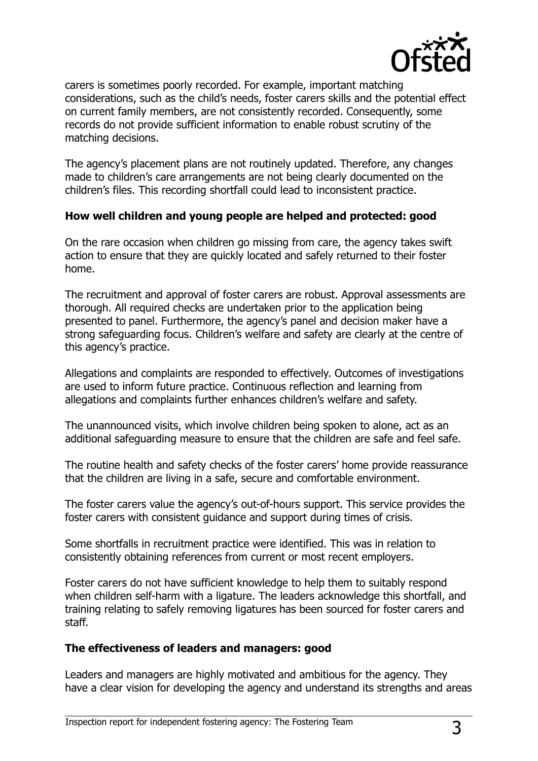carers is sometimes poorly recorded. For example, important matching considerations, such as the child's needs, foster carers skills and the potential effect on current family members, are not consistently recorded. Consequently, some records do not provide sufficient information to enable robust scrutiny of the matching decisions.

The agency's placement plans are not routinely updated. Therefore, any changes made to children's care arrangements are not being clearly documented on the children's files. This recording shortfall could lead to inconsistent practice.

**How well children and young people are helped and protected: good**

On the rare occasion when children go missing from care, the agency takes swift action to ensure that they are quickly located and safely returned to their foster home.

The recruitment and approval of foster carers are robust. Approval assessments are thorough. All required checks are undertaken prior to the application being presented to panel. Furthermore, the agency's panel and decision maker have a strong safeguarding focus. Children's welfare and safety are clearly at the centre of this agency's practice.

Allegations and complaints are responded to effectively. Outcomes of investigations are used to inform future practice. Continuous reflection and learning from allegations and complaints further enhances children's welfare and safety.

The unannounced visits, which involve children being spoken to alone, act as an additional safeguarding measure to ensure that the children are safe and feel safe.

The routine health and safety checks of the foster carers' home provide reassurance that the children are living in a safe, secure and comfortable environment.

The foster carers value the agency's out-of-hours support. This service provides the foster carers with consistent guidance and support during times of crisis.

Some shortfalls in recruitment practice were identified. This was in relation to consistently obtaining references from current or most recent employers.

Foster carers do not have sufficient knowledge to help them to suitably respond when children self-harm with a ligature. The leaders acknowledge this shortfall, and training relating to safely removing ligatures has been sourced for foster carers and staff.

**The effectiveness of leaders and managers: good**

Leaders and managers are highly motivated and ambitious for the agency. They have a clear vision for developing the agency and understand its strengths and areas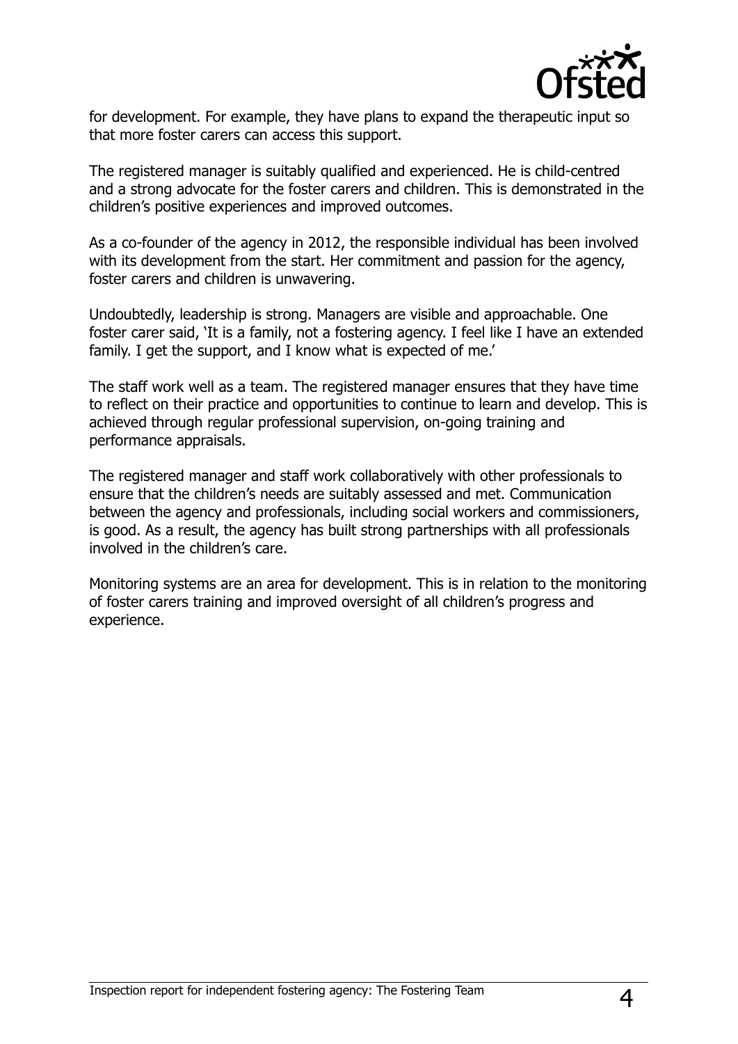for development. For example, they have plans to expand the therapeutic input so that more foster carers can access this support.

The registered manager is suitably qualified and experienced. He is child-centred and a strong advocate for the foster carers and children. This is demonstrated in the children's positive experiences and improved outcomes.

As a co-founder of the agency in 2012, the responsible individual has been involved with its development from the start. Her commitment and passion for the agency, foster carers and children is unwavering.

Undoubtedly, leadership is strong. Managers are visible and approachable. One foster carer said, 'It is a family, not a fostering agency. I feel like I have an extended family. I get the support, and I know what is expected of me.'

The staff work well as a team. The registered manager ensures that they have time to reflect on their practice and opportunities to continue to learn and develop. This is achieved through regular professional supervision, on-going training and performance appraisals.

The registered manager and staff work collaboratively with other professionals to ensure that the children's needs are suitably assessed and met. Communication between the agency and professionals, including social workers and commissioners, is good. As a result, the agency has built strong partnerships with all professionals involved in the children's care.

Monitoring systems are an area for development. This is in relation to the monitoring of foster carers training and improved oversight of all children's progress and experience.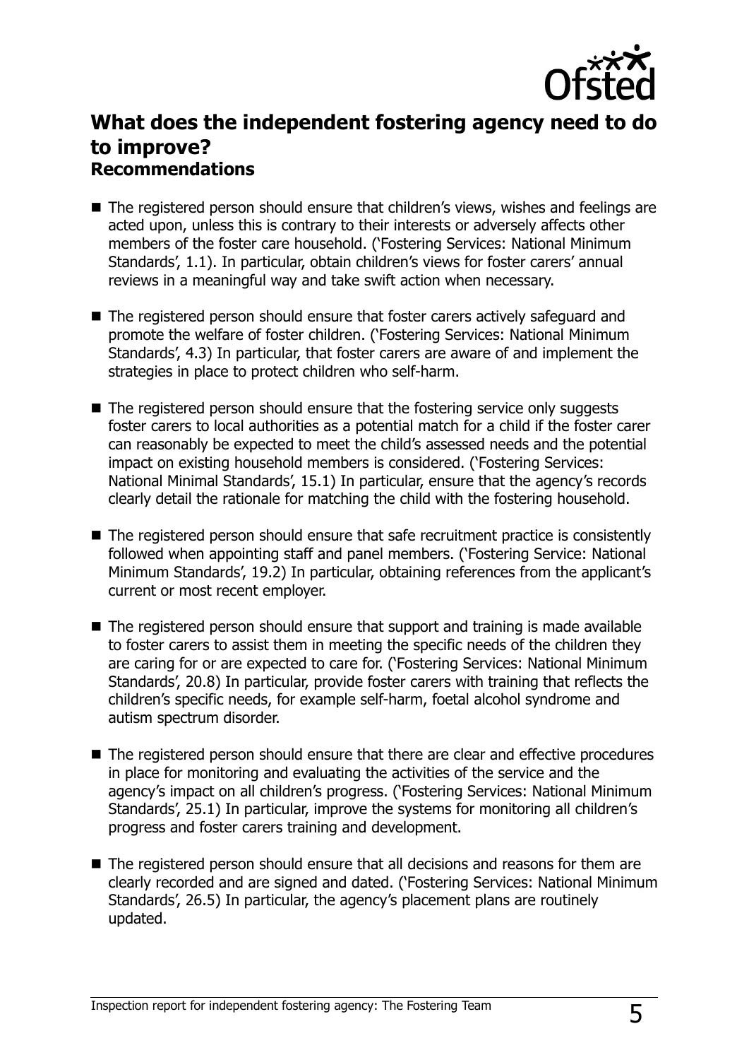## What does the independent fostering agency need to do to improve?

### Recommendations

- The registered person should ensure that children's views, wishes and feelings are acted upon, unless this is contrary to their interests or adversely affects other members of the foster care household. ('Fostering Services: National Minimum Standards', 1.1). In particular, obtain children's views for foster carers' annual reviews in a meaningful way and take swift action when necessary.
- The registered person should ensure that foster carers actively safeguard and promote the welfare of foster children. ('Fostering Services: National Minimum Standards', 4.3) In particular, that foster carers are aware of and implement the strategies in place to protect children who self-harm.
- The registered person should ensure that the fostering service only suggests foster carers to local authorities as a potential match for a child if the foster carer can reasonably be expected to meet the child's assessed needs and the potential impact on existing household members is considered. ('Fostering Services: National Minimal Standards', 15.1) In particular, ensure that the agency's records clearly detail the rationale for matching the child with the fostering household.
- The registered person should ensure that safe recruitment practice is consistently followed when appointing staff and panel members. ('Fostering Service: National Minimum Standards', 19.2) In particular, obtaining references from the applicant's current or most recent employer.
- The registered person should ensure that support and training is made available to foster carers to assist them in meeting the specific needs of the children they are caring for or are expected to care for. ('Fostering Services: National Minimum Standards', 20.8) In particular, provide foster carers with training that reflects the children's specific needs, for example self-harm, foetal alcohol syndrome and autism spectrum disorder.
- The registered person should ensure that there are clear and effective procedures in place for monitoring and evaluating the activities of the service and the agency's impact on all children's progress. ('Fostering Services: National Minimum Standards', 25.1) In particular, improve the systems for monitoring all children's progress and foster carers training and development.
- The registered person should ensure that all decisions and reasons for them are clearly recorded and are signed and dated. ('Fostering Services: National Minimum Standards', 26.5) In particular, the agency's placement plans are routinely updated.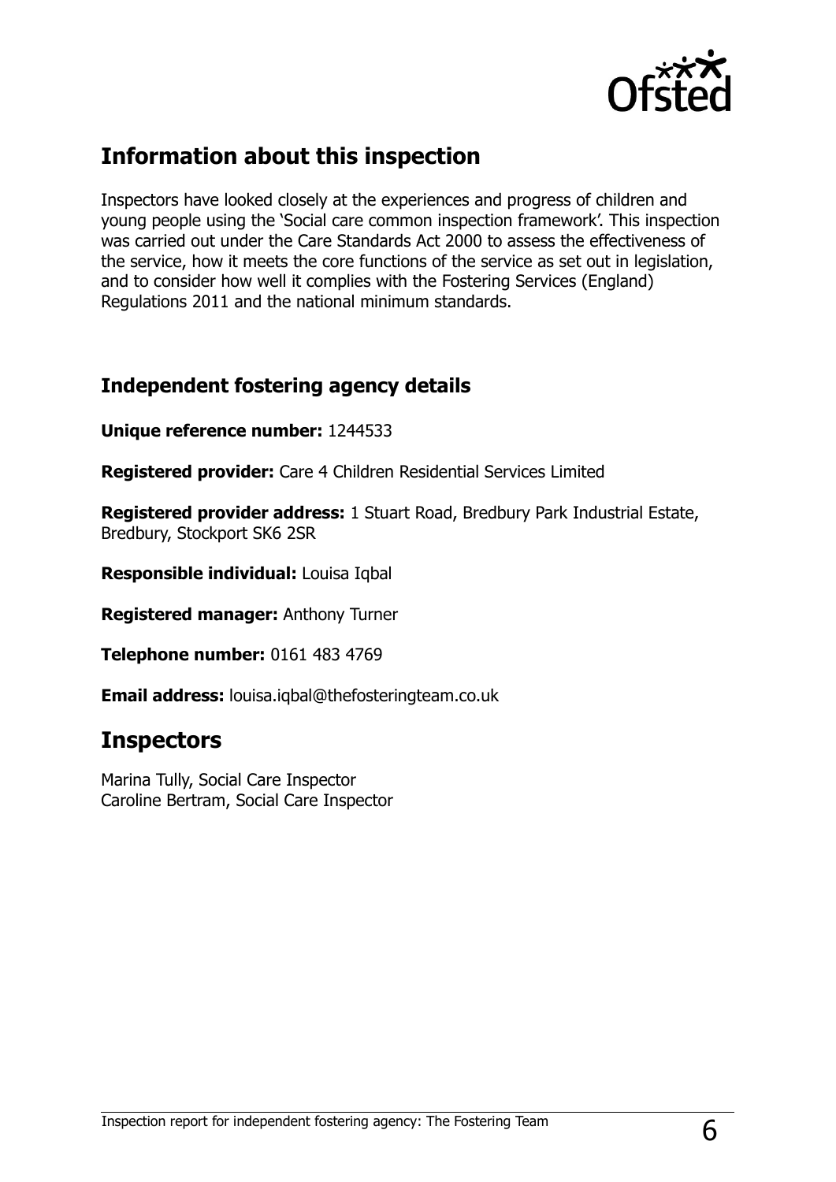## Information about this inspection

Inspectors have looked closely at the experiences and progress of children and young people using the 'Social care common inspection framework'. This inspection was carried out under the Care Standards Act 2000 to assess the effectiveness of the service, how it meets the core functions of the service as set out in legislation, and to consider how well it complies with the Fostering Services (England) Regulations 2011 and the national minimum standards.

### Independent fostering agency details

**Unique reference number:** 1244533

**Registered provider:** Care 4 Children Residential Services Limited

**Registered provider address:** 1 Stuart Road, Bredbury Park Industrial Estate, Bredbury, Stockport SK6 2SR

**Responsible individual:** Louisa Iqbal

**Registered manager:** Anthony Turner

**Telephone number:** 0161 483 4769

**Email address:** louisa.iqbal@thefosteringteam.co.uk

## Inspectors

Marina Tully, Social Care Inspector
Caroline Bertram, Social Care Inspector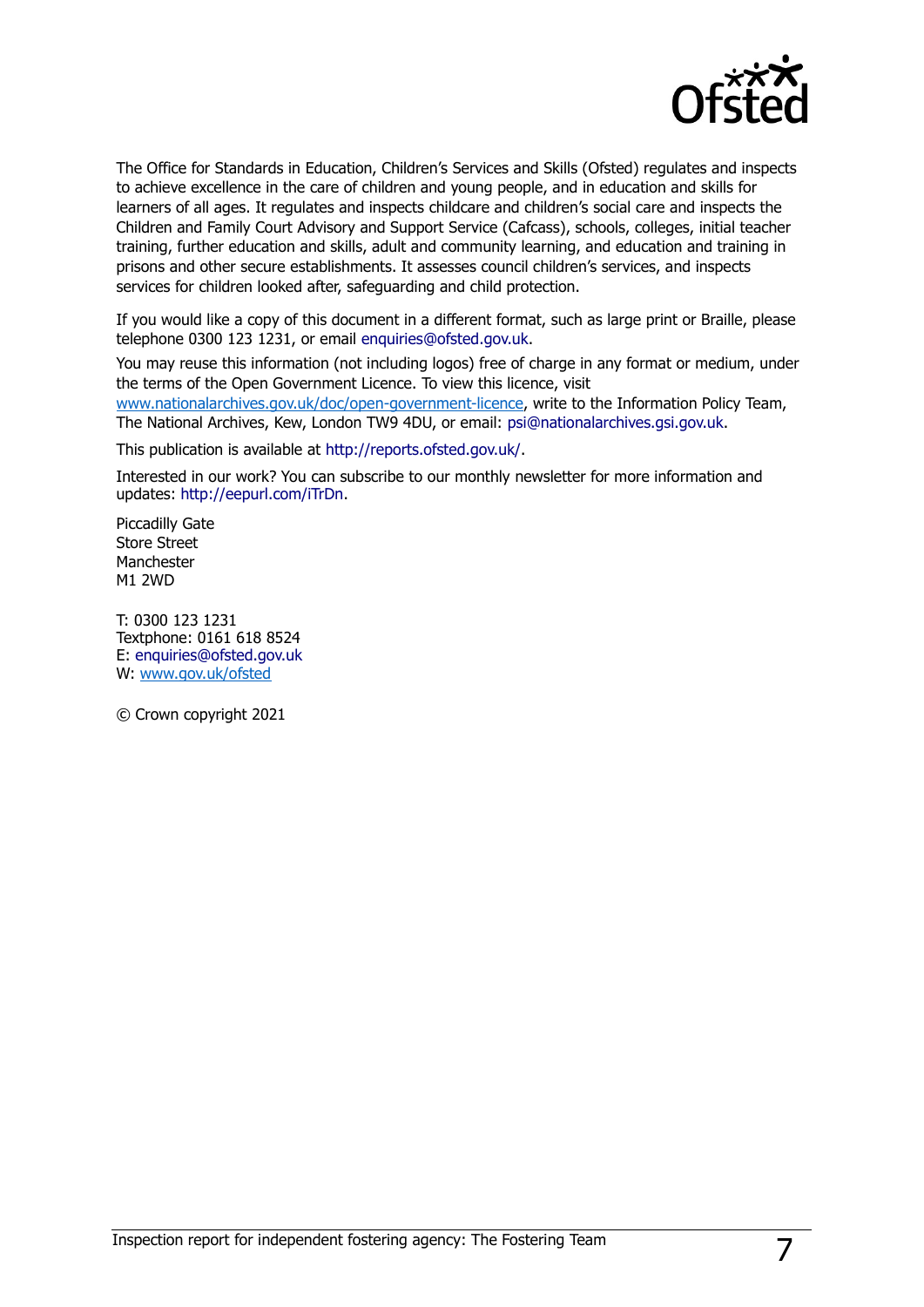The Office for Standards in Education, Children's Services and Skills (Ofsted) regulates and inspects to achieve excellence in the care of children and young people, and in education and skills for learners of all ages. It regulates and inspects childcare and children's social care and inspects the Children and Family Court Advisory and Support Service (Cafcass), schools, colleges, initial teacher training, further education and skills, adult and community learning, and education and training in prisons and other secure establishments. It assesses council children's services, and inspects services for children looked after, safeguarding and child protection.

If you would like a copy of this document in a different format, such as large print or Braille, please telephone 0300 123 1231, or email enquiries@ofsted.gov.uk.

You may reuse this information (not including logos) free of charge in any format or medium, under the terms of the Open Government Licence. To view this licence, visit www.nationalarchives.gov.uk/doc/open-government-licence, write to the Information Policy Team, The National Archives, Kew, London TW9 4DU, or email: psi@nationalarchives.gsi.gov.uk.

This publication is available at http://reports.ofsted.gov.uk/.

Interested in our work? You can subscribe to our monthly newsletter for more information and updates: http://eepurl.com/iTrDn.

Piccadilly Gate
Store Street
Manchester
M1 2WD

T: 0300 123 1231
Textphone: 0161 618 8524
E: enquiries@ofsted.gov.uk
W: www.gov.uk/ofsted

© Crown copyright 2021